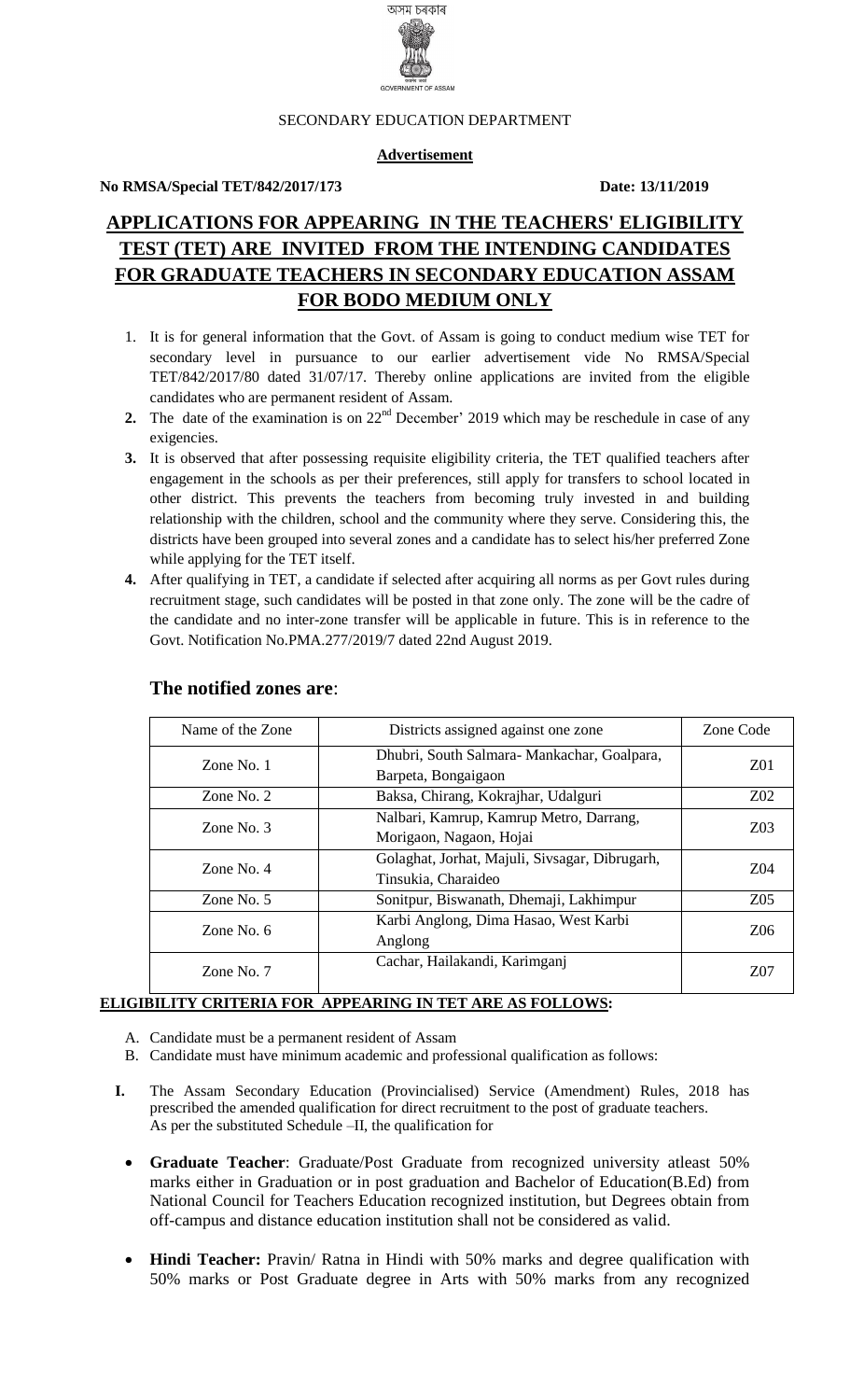অসম চৰকাৰ

GOVERNMENT OF ASSAM

SECONDARY EDUCATION DEPARTMENT

**Advertisement**

**No RMSA/Special TET/842/2017/173** **Date: 13/11/2019**

# APPLICATIONS FOR APPEARING IN THE TEACHERS' ELIGIBILITY TEST (TET) ARE INVITED FROM THE INTENDING CANDIDATES FOR GRADUATE TEACHERS IN SECONDARY EDUCATION ASSAM FOR BODO MEDIUM ONLY

1. It is for general information that the Govt. of Assam is going to conduct medium wise TET for secondary level in pursuance to our earlier advertisement vide No RMSA/Special TET/842/2017/80 dated 31/07/17. Thereby online applications are invited from the eligible candidates who are permanent resident of Assam.
2. The date of the examination is on 22nd December' 2019 which may be reschedule in case of any exigencies.
3. It is observed that after possessing requisite eligibility criteria, the TET qualified teachers after engagement in the schools as per their preferences, still apply for transfers to school located in other district. This prevents the teachers from becoming truly invested in and building relationship with the children, school and the community where they serve. Considering this, the districts have been grouped into several zones and a candidate has to select his/her preferred Zone while applying for the TET itself.
4. After qualifying in TET, a candidate if selected after acquiring all norms as per Govt rules during recruitment stage, such candidates will be posted in that zone only. The zone will be the cadre of the candidate and no inter-zone transfer will be applicable in future. This is in reference to the Govt. Notification No.PMA.277/2019/7 dated 22nd August 2019.

## The notified zones are:

| Name of the Zone | Districts assigned against one zone | Zone Code |
|---|---|---|
| Zone No. 1 | Dhubri, South Salmara- Mankachar, Goalpara, Barpeta, Bongaigaon | Z01 |
| Zone No. 2 | Baksa, Chirang, Kokrajhar, Udalguri | Z02 |
| Zone No. 3 | Nalbari, Kamrup, Kamrup Metro, Darrang, Morigaon, Nagaon, Hojai | Z03 |
| Zone No. 4 | Golaghat, Jorhat, Majuli, Sivsagar, Dibrugarh, Tinsukia, Charaideo | Z04 |
| Zone No. 5 | Sonitpur, Biswanath, Dhemaji, Lakhimpur | Z05 |
| Zone No. 6 | Karbi Anglong, Dima Hasao, West Karbi Anglong | Z06 |
| Zone No. 7 | Cachar, Hailakandi, Karimganj | Z07 |

**ELIGIBILITY CRITERIA FOR APPEARING IN TET ARE AS FOLLOWS:**

A. Candidate must be a permanent resident of Assam
B. Candidate must have minimum academic and professional qualification as follows:

**I.** The Assam Secondary Education (Provincialised) Service (Amendment) Rules, 2018 has prescribed the amended qualification for direct recruitment to the post of graduate teachers. As per the substituted Schedule –II, the qualification for

- **Graduate Teacher**: Graduate/Post Graduate from recognized university atleast 50% marks either in Graduation or in post graduation and Bachelor of Education(B.Ed) from National Council for Teachers Education recognized institution, but Degrees obtain from off-campus and distance education institution shall not be considered as valid.
- **Hindi Teacher:** Pravin/ Ratna in Hindi with 50% marks and degree qualification with 50% marks or Post Graduate degree in Arts with 50% marks from any recognized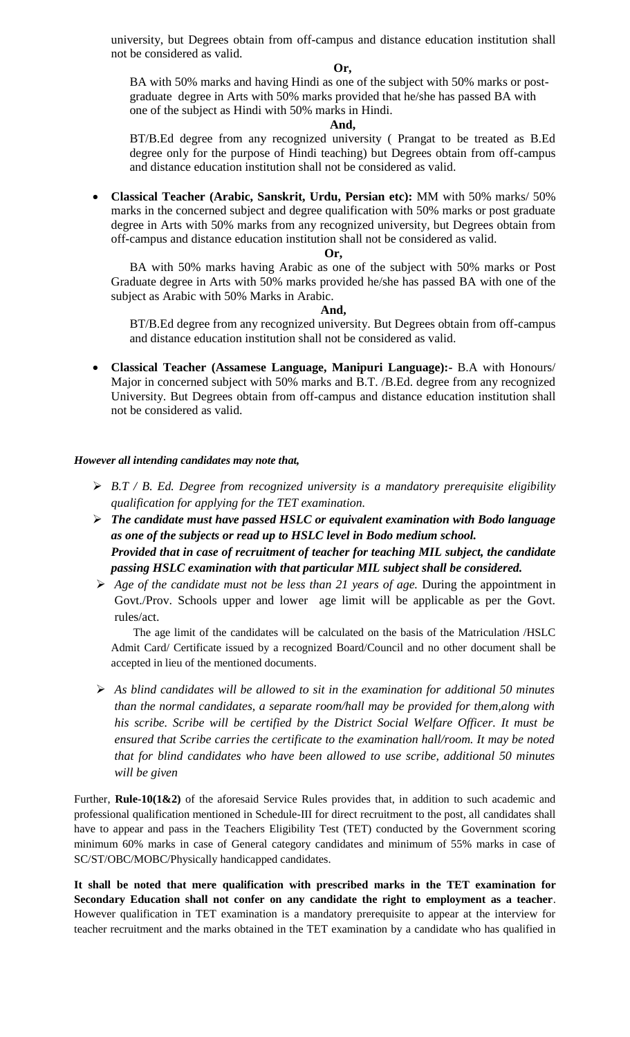university, but Degrees obtain from off-campus and distance education institution shall not be considered as valid.

**Or,**

BA with 50% marks and having Hindi as one of the subject with 50% marks or post-graduate degree in Arts with 50% marks provided that he/she has passed BA with one of the subject as Hindi with 50% marks in Hindi.

**And,**

BT/B.Ed degree from any recognized university ( Prangat to be treated as B.Ed degree only for the purpose of Hindi teaching) but Degrees obtain from off-campus and distance education institution shall not be considered as valid.

- **Classical Teacher (Arabic, Sanskrit, Urdu, Persian etc):** MM with 50% marks/ 50% marks in the concerned subject and degree qualification with 50% marks or post graduate degree in Arts with 50% marks from any recognized university, but Degrees obtain from off-campus and distance education institution shall not be considered as valid.

  **Or,**

  BA with 50% marks having Arabic as one of the subject with 50% marks or Post Graduate degree in Arts with 50% marks provided he/she has passed BA with one of the subject as Arabic with 50% Marks in Arabic.

  **And,**

  BT/B.Ed degree from any recognized university. But Degrees obtain from off-campus and distance education institution shall not be considered as valid.

- **Classical Teacher (Assamese Language, Manipuri Language):-** B.A with Honours/ Major in concerned subject with 50% marks and B.T. /B.Ed. degree from any recognized University. But Degrees obtain from off-campus and distance education institution shall not be considered as valid.

***However all intending candidates may note that,***

- *B.T / B. Ed. Degree from recognized university is a mandatory prerequisite eligibility qualification for applying for the TET examination.*
- ***The candidate must have passed HSLC or equivalent examination with Bodo language as one of the subjects or read up to HSLC level in Bodo medium school.***
  ***Provided that in case of recruitment of teacher for teaching MIL subject, the candidate passing HSLC examination with that particular MIL subject shall be considered.***
- *Age of the candidate must not be less than 21 years of age.* During the appointment in Govt./Prov. Schools upper and lower age limit will be applicable as per the Govt. rules/act.

  The age limit of the candidates will be calculated on the basis of the Matriculation /HSLC Admit Card/ Certificate issued by a recognized Board/Council and no other document shall be accepted in lieu of the mentioned documents.

- *As blind candidates will be allowed to sit in the examination for additional 50 minutes than the normal candidates, a separate room/hall may be provided for them,along with his scribe. Scribe will be certified by the District Social Welfare Officer. It must be ensured that Scribe carries the certificate to the examination hall/room. It may be noted that for blind candidates who have been allowed to use scribe, additional 50 minutes will be given*

Further, **Rule-10(1&2)** of the aforesaid Service Rules provides that, in addition to such academic and professional qualification mentioned in Schedule-III for direct recruitment to the post, all candidates shall have to appear and pass in the Teachers Eligibility Test (TET) conducted by the Government scoring minimum 60% marks in case of General category candidates and minimum of 55% marks in case of SC/ST/OBC/MOBC/Physically handicapped candidates.

**It shall be noted that mere qualification with prescribed marks in the TET examination for Secondary Education shall not confer on any candidate the right to employment as a teacher**. However qualification in TET examination is a mandatory prerequisite to appear at the interview for teacher recruitment and the marks obtained in the TET examination by a candidate who has qualified in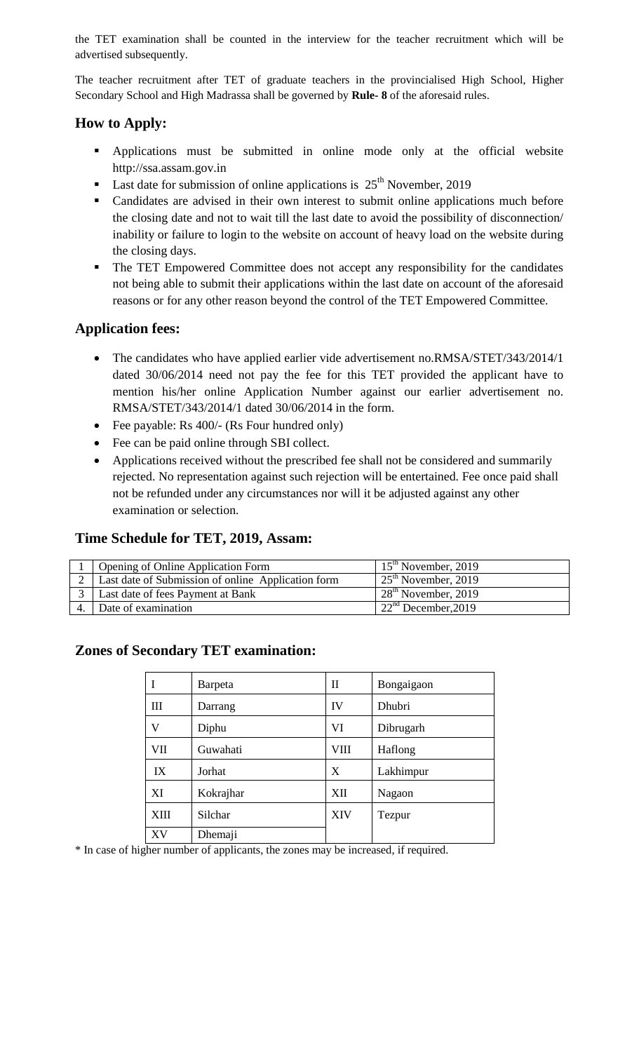the TET examination shall be counted in the interview for the teacher recruitment which will be advertised subsequently.

The teacher recruitment after TET of graduate teachers in the provincialised High School, Higher Secondary School and High Madrassa shall be governed by **Rule- 8** of the aforesaid rules.

## How to Apply:

- Applications must be submitted in online mode only at the official website http://ssa.assam.gov.in
- Last date for submission of online applications is 25th November, 2019
- Candidates are advised in their own interest to submit online applications much before the closing date and not to wait till the last date to avoid the possibility of disconnection/ inability or failure to login to the website on account of heavy load on the website during the closing days.
- The TET Empowered Committee does not accept any responsibility for the candidates not being able to submit their applications within the last date on account of the aforesaid reasons or for any other reason beyond the control of the TET Empowered Committee.

## Application fees:

- The candidates who have applied earlier vide advertisement no.RMSA/STET/343/2014/1 dated 30/06/2014 need not pay the fee for this TET provided the applicant have to mention his/her online Application Number against our earlier advertisement no. RMSA/STET/343/2014/1 dated 30/06/2014 in the form.
- Fee payable: Rs 400/- (Rs Four hundred only)
- Fee can be paid online through SBI collect.
- Applications received without the prescribed fee shall not be considered and summarily rejected. No representation against such rejection will be entertained. Fee once paid shall not be refunded under any circumstances nor will it be adjusted against any other examination or selection.

## Time Schedule for TET, 2019, Assam:

| | | |
|---|---|---|
| 1 | Opening of Online Application Form | 15th November, 2019 |
| 2 | Last date of Submission of online Application form | 25th November, 2019 |
| 3 | Last date of fees Payment at Bank | 28th November, 2019 |
| 4. | Date of examination | 22nd December,2019 |

## Zones of Secondary TET examination:

| | | | |
|---|---|---|---|
| I | Barpeta | II | Bongaigaon |
| III | Darrang | IV | Dhubri |
| V | Diphu | VI | Dibrugarh |
| VII | Guwahati | VIII | Haflong |
| IX | Jorhat | X | Lakhimpur |
| XI | Kokrajhar | XII | Nagaon |
| XIII | Silchar | XIV | Tezpur |
| XV | Dhemaji | | |

* In case of higher number of applicants, the zones may be increased, if required.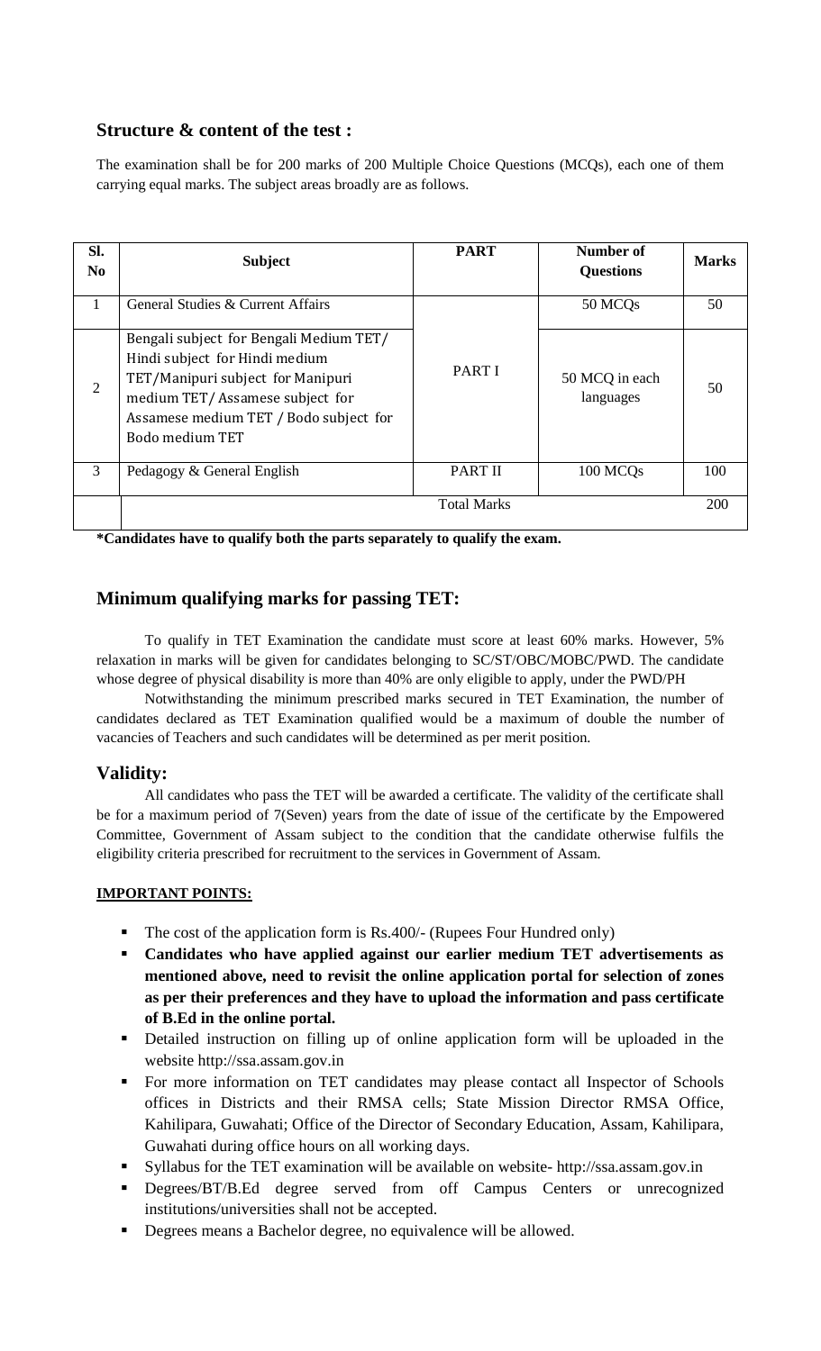## Structure & content of the test :

The examination shall be for 200 marks of 200 Multiple Choice Questions (MCQs), each one of them carrying equal marks. The subject areas broadly are as follows.

| Sl. No | Subject | PART | Number of Questions | Marks |
|---|---|---|---|---|
| 1 | General Studies & Current Affairs | PART I | 50 MCQs | 50 |
| 2 | Bengali subject for Bengali Medium TET/ Hindi subject for Hindi medium TET/Manipuri subject for Manipuri medium TET/ Assamese subject for Assamese medium TET / Bodo subject for Bodo medium TET | | 50 MCQ in each languages | 50 |
| 3 | Pedagogy & General English | PART II | 100 MCQs | 100 |
| | Total Marks | | | 200 |

**\*Candidates have to qualify both the parts separately to qualify the exam.**

## Minimum qualifying marks for passing TET:

To qualify in TET Examination the candidate must score at least 60% marks. However, 5% relaxation in marks will be given for candidates belonging to SC/ST/OBC/MOBC/PWD. The candidate whose degree of physical disability is more than 40% are only eligible to apply, under the PWD/PH

Notwithstanding the minimum prescribed marks secured in TET Examination, the number of candidates declared as TET Examination qualified would be a maximum of double the number of vacancies of Teachers and such candidates will be determined as per merit position.

## Validity:

All candidates who pass the TET will be awarded a certificate. The validity of the certificate shall be for a maximum period of 7(Seven) years from the date of issue of the certificate by the Empowered Committee, Government of Assam subject to the condition that the candidate otherwise fulfils the eligibility criteria prescribed for recruitment to the services in Government of Assam.

**IMPORTANT POINTS:**

- The cost of the application form is Rs.400/- (Rupees Four Hundred only)
- **Candidates who have applied against our earlier medium TET advertisements as mentioned above, need to revisit the online application portal for selection of zones as per their preferences and they have to upload the information and pass certificate of B.Ed in the online portal.**
- Detailed instruction on filling up of online application form will be uploaded in the website http://ssa.assam.gov.in
- For more information on TET candidates may please contact all Inspector of Schools offices in Districts and their RMSA cells; State Mission Director RMSA Office, Kahilipara, Guwahati; Office of the Director of Secondary Education, Assam, Kahilipara, Guwahati during office hours on all working days.
- Syllabus for the TET examination will be available on website- http://ssa.assam.gov.in
- Degrees/BT/B.Ed degree served from off Campus Centers or unrecognized institutions/universities shall not be accepted.
- Degrees means a Bachelor degree, no equivalence will be allowed.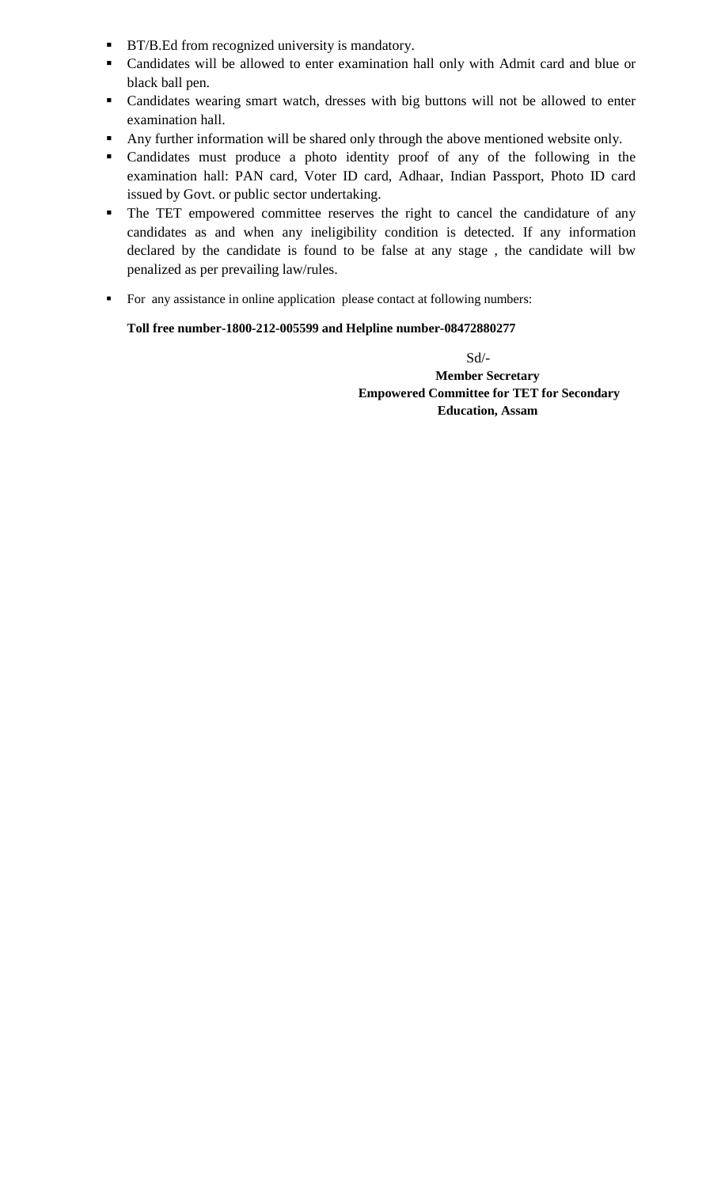- BT/B.Ed from recognized university is mandatory.
- Candidates will be allowed to enter examination hall only with Admit card and blue or black ball pen.
- Candidates wearing smart watch, dresses with big buttons will not be allowed to enter examination hall.
- Any further information will be shared only through the above mentioned website only.
- Candidates must produce a photo identity proof of any of the following in the examination hall: PAN card, Voter ID card, Adhaar, Indian Passport, Photo ID card issued by Govt. or public sector undertaking.
- The TET empowered committee reserves the right to cancel the candidature of any candidates as and when any ineligibility condition is detected. If any information declared by the candidate is found to be false at any stage , the candidate will bw penalized as per prevailing law/rules.
- For any assistance in online application please contact at following numbers:

**Toll free number-1800-212-005599 and Helpline number-08472880277**

Sd/-

**Member Secretary**
**Empowered Committee for TET for Secondary Education, Assam**